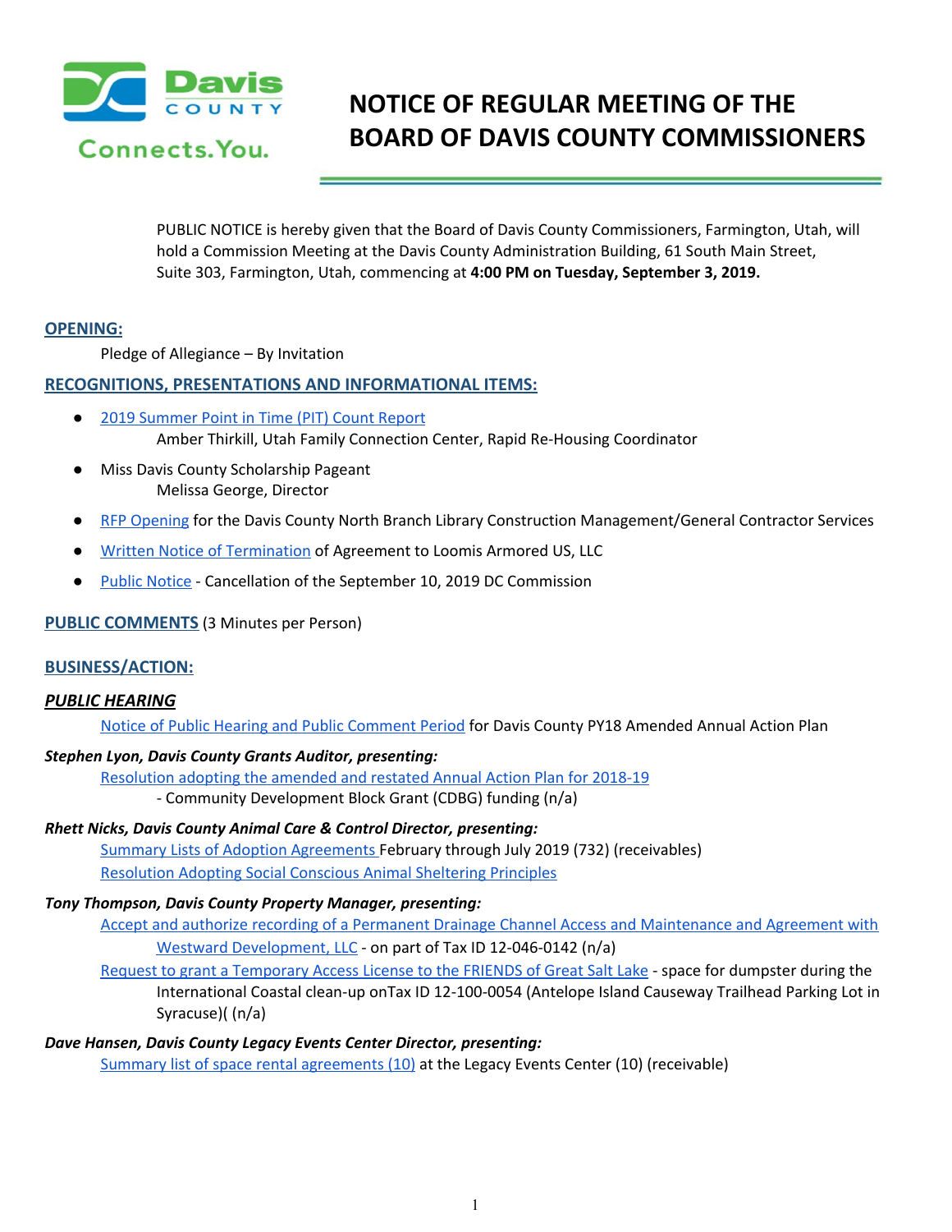# NOTICE OF REGULAR MEETING OF THE BOARD OF DAVIS COUNTY COMMISSIONERS

PUBLIC NOTICE is hereby given that the Board of Davis County Commissioners, Farmington, Utah, will hold a Commission Meeting at the Davis County Administration Building, 61 South Main Street, Suite 303, Farmington, Utah, commencing at **4:00 PM on Tuesday, September 3, 2019.**

## OPENING:

Pledge of Allegiance – By Invitation

## RECOGNITIONS, PRESENTATIONS AND INFORMATIONAL ITEMS:

- 2019 Summer Point in Time (PIT) Count Report
  Amber Thirkill, Utah Family Connection Center, Rapid Re-Housing Coordinator
- Miss Davis County Scholarship Pageant
  Melissa George, Director
- RFP Opening for the Davis County North Branch Library Construction Management/General Contractor Services
- Written Notice of Termination of Agreement to Loomis Armored US, LLC
- Public Notice - Cancellation of the September 10, 2019 DC Commission

## PUBLIC COMMENTS (3 Minutes per Person)

## BUSINESS/ACTION:

### *PUBLIC HEARING*

Notice of Public Hearing and Public Comment Period for Davis County PY18 Amended Annual Action Plan

***Stephen Lyon, Davis County Grants Auditor, presenting:***

Resolution adopting the amended and restated Annual Action Plan for 2018-19
- Community Development Block Grant (CDBG) funding (n/a)

***Rhett Nicks, Davis County Animal Care & Control Director, presenting:***

Summary Lists of Adoption Agreements February through July 2019 (732) (receivables)

Resolution Adopting Social Conscious Animal Sheltering Principles

***Tony Thompson, Davis County Property Manager, presenting:***

Accept and authorize recording of a Permanent Drainage Channel Access and Maintenance and Agreement with Westward Development, LLC - on part of Tax ID 12-046-0142 (n/a)

Request to grant a Temporary Access License to the FRIENDS of Great Salt Lake - space for dumpster during the International Coastal clean-up onTax ID 12-100-0054 (Antelope Island Causeway Trailhead Parking Lot in Syracuse)( (n/a)

***Dave Hansen, Davis County Legacy Events Center Director, presenting:***

Summary list of space rental agreements (10) at the Legacy Events Center (10) (receivable)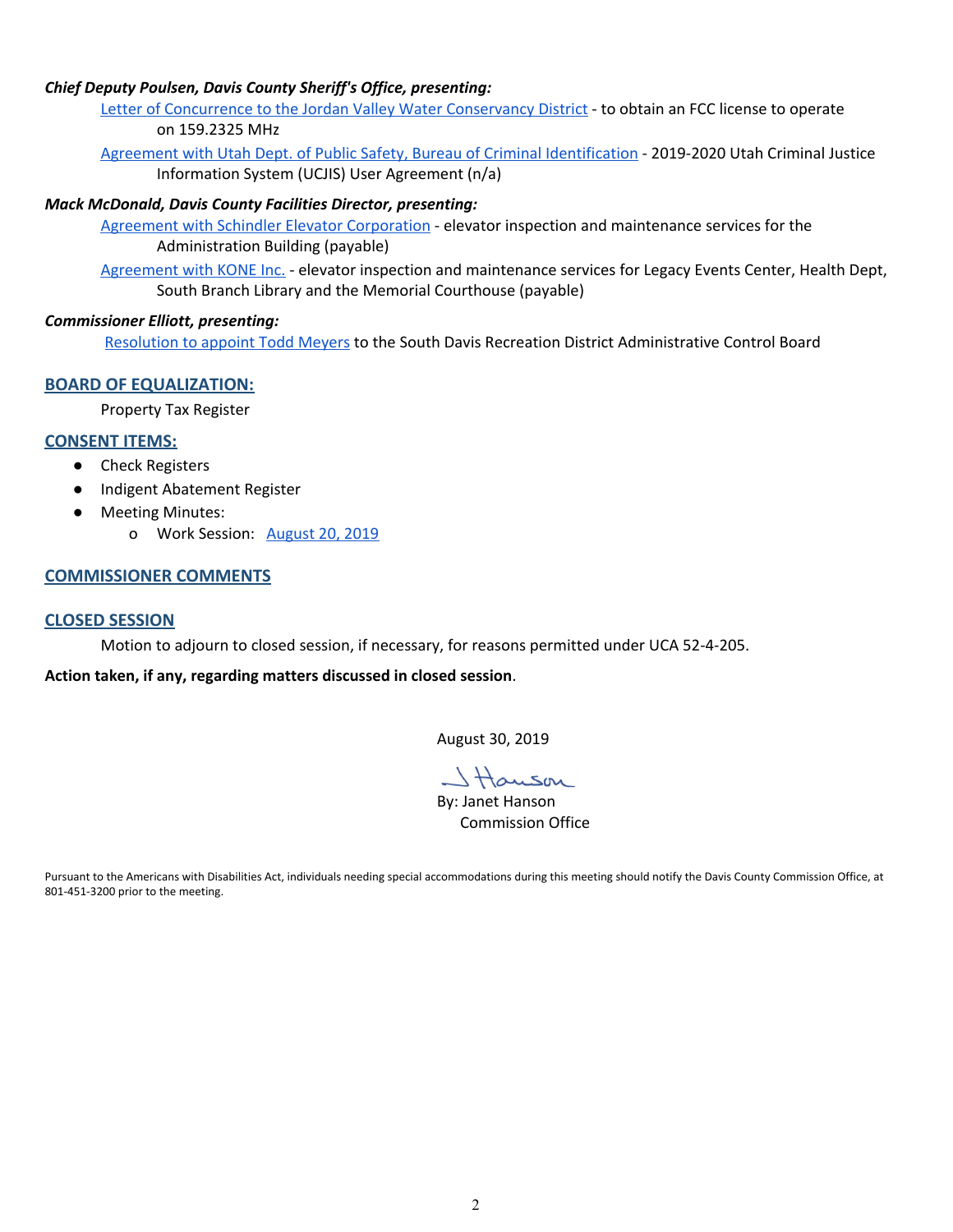***Chief Deputy Poulsen, Davis County Sheriff's Office, presenting:***

Letter of Concurrence to the Jordan Valley Water Conservancy District - to obtain an FCC license to operate on 159.2325 MHz

Agreement with Utah Dept. of Public Safety, Bureau of Criminal Identification - 2019-2020 Utah Criminal Justice Information System (UCJIS) User Agreement (n/a)

***Mack McDonald, Davis County Facilities Director, presenting:***

Agreement with Schindler Elevator Corporation - elevator inspection and maintenance services for the Administration Building (payable)

Agreement with KONE Inc. - elevator inspection and maintenance services for Legacy Events Center, Health Dept, South Branch Library and the Memorial Courthouse (payable)

***Commissioner Elliott, presenting:***

Resolution to appoint Todd Meyers to the South Davis Recreation District Administrative Control Board

## BOARD OF EQUALIZATION:

Property Tax Register

## CONSENT ITEMS:

- Check Registers
- Indigent Abatement Register
- Meeting Minutes:
  - Work Session: August 20, 2019

## COMMISSIONER COMMENTS

## CLOSED SESSION

Motion to adjourn to closed session, if necessary, for reasons permitted under UCA 52-4-205.

**Action taken, if any, regarding matters discussed in closed session**.

August 30, 2019

J Hanson

By: Janet Hanson
Commission Office

Pursuant to the Americans with Disabilities Act, individuals needing special accommodations during this meeting should notify the Davis County Commission Office, at 801-451-3200 prior to the meeting.